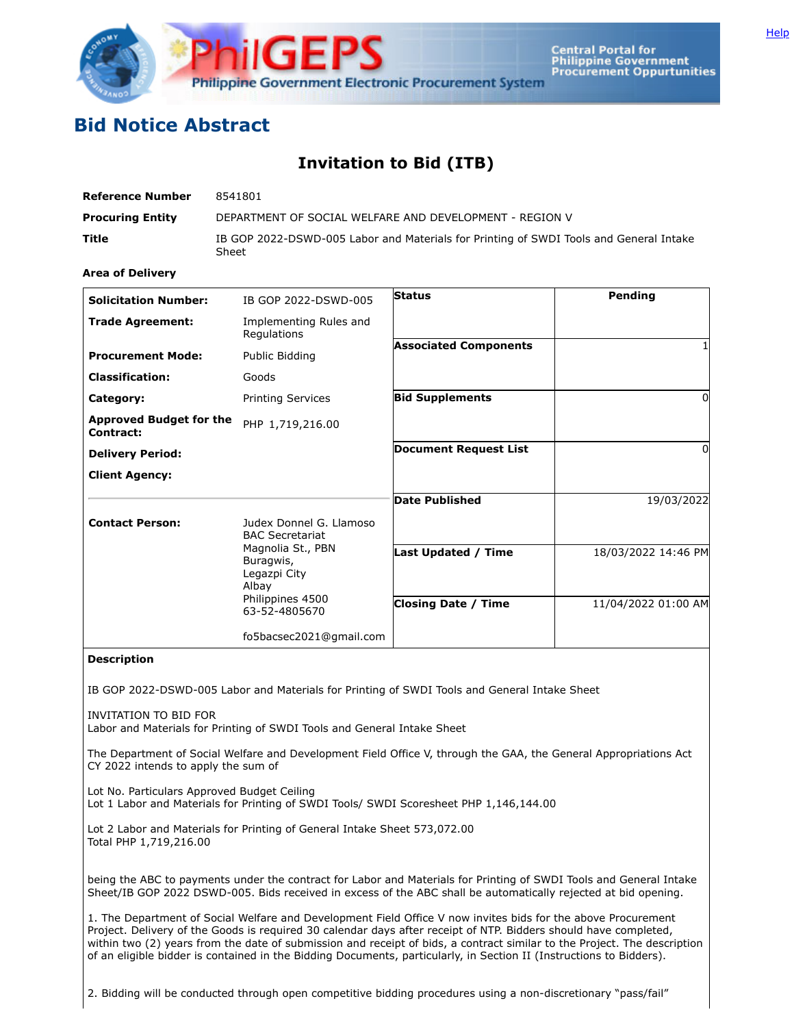# Bid Notice Abstract

## Invitation to Bid (ITB)

| | |
|---|---|
| **Reference Number** | 8541801 |
| **Procuring Entity** | DEPARTMENT OF SOCIAL WELFARE AND DEVELOPMENT - REGION V |
| **Title** | IB GOP 2022-DSWD-005 Labor and Materials for Printing of SWDI Tools and General Intake Sheet |
| **Area of Delivery** | |

| | | | |
|---|---|---|---|
| **Solicitation Number:** | IB GOP 2022-DSWD-005 | **Status** | Pending |
| **Trade Agreement:** | Implementing Rules and Regulations | **Associated Components** | 1 |
| **Procurement Mode:** | Public Bidding | **Bid Supplements** | 0 |
| **Classification:** | Goods | **Document Request List** | 0 |
| **Category:** | Printing Services | **Date Published** | 19/03/2022 |
| **Approved Budget for the Contract:** | PHP 1,719,216.00 | **Last Updated / Time** | 18/03/2022 14:46 PM |
| **Delivery Period:** | | **Closing Date / Time** | 11/04/2022 01:00 AM |
| **Client Agency:** | | | |
| **Contact Person:** | Judex Donnel G. Llamoso<br>BAC Secretariat<br>Magnolia St., PBN Buragwis,<br>Legazpi City<br>Albay<br>Philippines 4500<br>63-52-4805670<br><br>fo5bacsec2021@gmail.com | | |

**Description**

IB GOP 2022-DSWD-005 Labor and Materials for Printing of SWDI Tools and General Intake Sheet

INVITATION TO BID FOR
Labor and Materials for Printing of SWDI Tools and General Intake Sheet

The Department of Social Welfare and Development Field Office V, through the GAA, the General Appropriations Act CY 2022 intends to apply the sum of

Lot No. Particulars Approved Budget Ceiling
Lot 1 Labor and Materials for Printing of SWDI Tools/ SWDI Scoresheet PHP 1,146,144.00

Lot 2 Labor and Materials for Printing of General Intake Sheet 573,072.00
Total PHP 1,719,216.00

being the ABC to payments under the contract for Labor and Materials for Printing of SWDI Tools and General Intake Sheet/IB GOP 2022 DSWD-005. Bids received in excess of the ABC shall be automatically rejected at bid opening.

1. The Department of Social Welfare and Development Field Office V now invites bids for the above Procurement Project. Delivery of the Goods is required 30 calendar days after receipt of NTP. Bidders should have completed, within two (2) years from the date of submission and receipt of bids, a contract similar to the Project. The description of an eligible bidder is contained in the Bidding Documents, particularly, in Section II (Instructions to Bidders).

2. Bidding will be conducted through open competitive bidding procedures using a non-discretionary "pass/fail"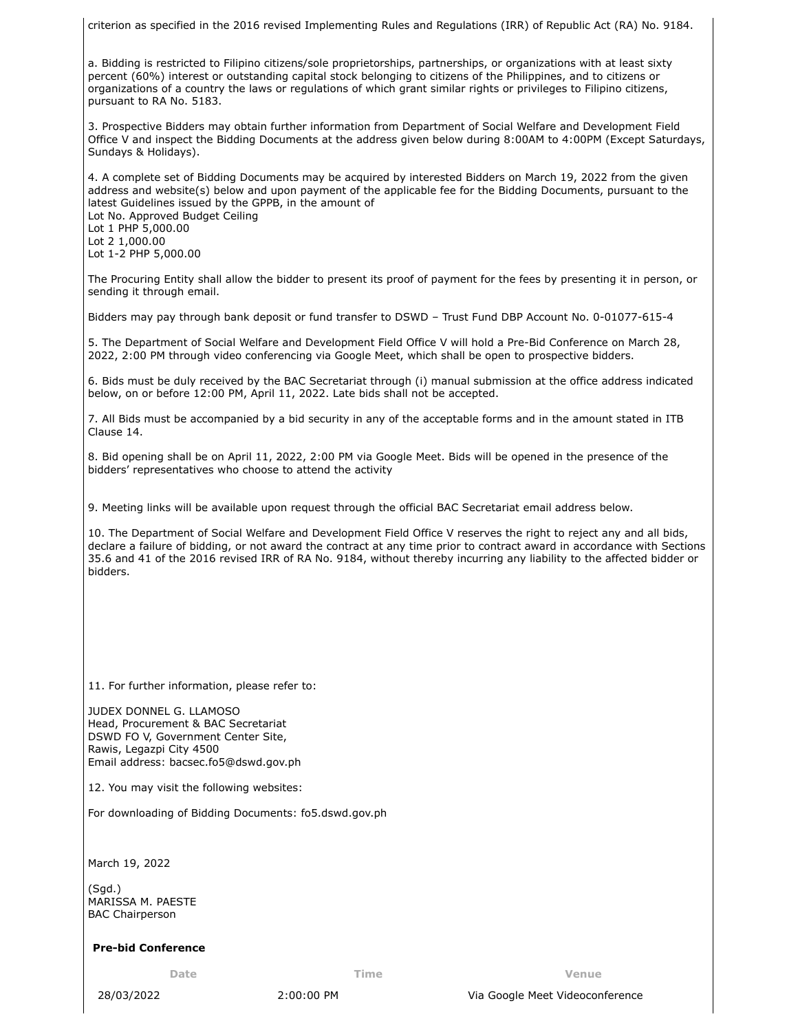criterion as specified in the 2016 revised Implementing Rules and Regulations (IRR) of Republic Act (RA) No. 9184.

a. Bidding is restricted to Filipino citizens/sole proprietorships, partnerships, or organizations with at least sixty percent (60%) interest or outstanding capital stock belonging to citizens of the Philippines, and to citizens or organizations of a country the laws or regulations of which grant similar rights or privileges to Filipino citizens, pursuant to RA No. 5183.

3. Prospective Bidders may obtain further information from Department of Social Welfare and Development Field Office V and inspect the Bidding Documents at the address given below during 8:00AM to 4:00PM (Except Saturdays, Sundays & Holidays).

4. A complete set of Bidding Documents may be acquired by interested Bidders on March 19, 2022 from the given address and website(s) below and upon payment of the applicable fee for the Bidding Documents, pursuant to the latest Guidelines issued by the GPPB, in the amount of
Lot No. Approved Budget Ceiling
Lot 1 PHP 5,000.00
Lot 2 1,000.00
Lot 1-2 PHP 5,000.00

The Procuring Entity shall allow the bidder to present its proof of payment for the fees by presenting it in person, or sending it through email.

Bidders may pay through bank deposit or fund transfer to DSWD – Trust Fund DBP Account No. 0-01077-615-4

5. The Department of Social Welfare and Development Field Office V will hold a Pre-Bid Conference on March 28, 2022, 2:00 PM through video conferencing via Google Meet, which shall be open to prospective bidders.

6. Bids must be duly received by the BAC Secretariat through (i) manual submission at the office address indicated below, on or before 12:00 PM, April 11, 2022. Late bids shall not be accepted.

7. All Bids must be accompanied by a bid security in any of the acceptable forms and in the amount stated in ITB Clause 14.

8. Bid opening shall be on April 11, 2022, 2:00 PM via Google Meet. Bids will be opened in the presence of the bidders' representatives who choose to attend the activity

9. Meeting links will be available upon request through the official BAC Secretariat email address below.

10. The Department of Social Welfare and Development Field Office V reserves the right to reject any and all bids, declare a failure of bidding, or not award the contract at any time prior to contract award in accordance with Sections 35.6 and 41 of the 2016 revised IRR of RA No. 9184, without thereby incurring any liability to the affected bidder or bidders.

11. For further information, please refer to:

JUDEX DONNEL G. LLAMOSO
Head, Procurement & BAC Secretariat
DSWD FO V, Government Center Site,
Rawis, Legazpi City 4500
Email address: bacsec.fo5@dswd.gov.ph

12. You may visit the following websites:

For downloading of Bidding Documents: fo5.dswd.gov.ph

March 19, 2022

(Sgd.)
MARISSA M. PAESTE
BAC Chairperson

**Pre-bid Conference**

| Date | Time | Venue |
|---|---|---|
| 28/03/2022 | 2:00:00 PM | Via Google Meet Videoconference |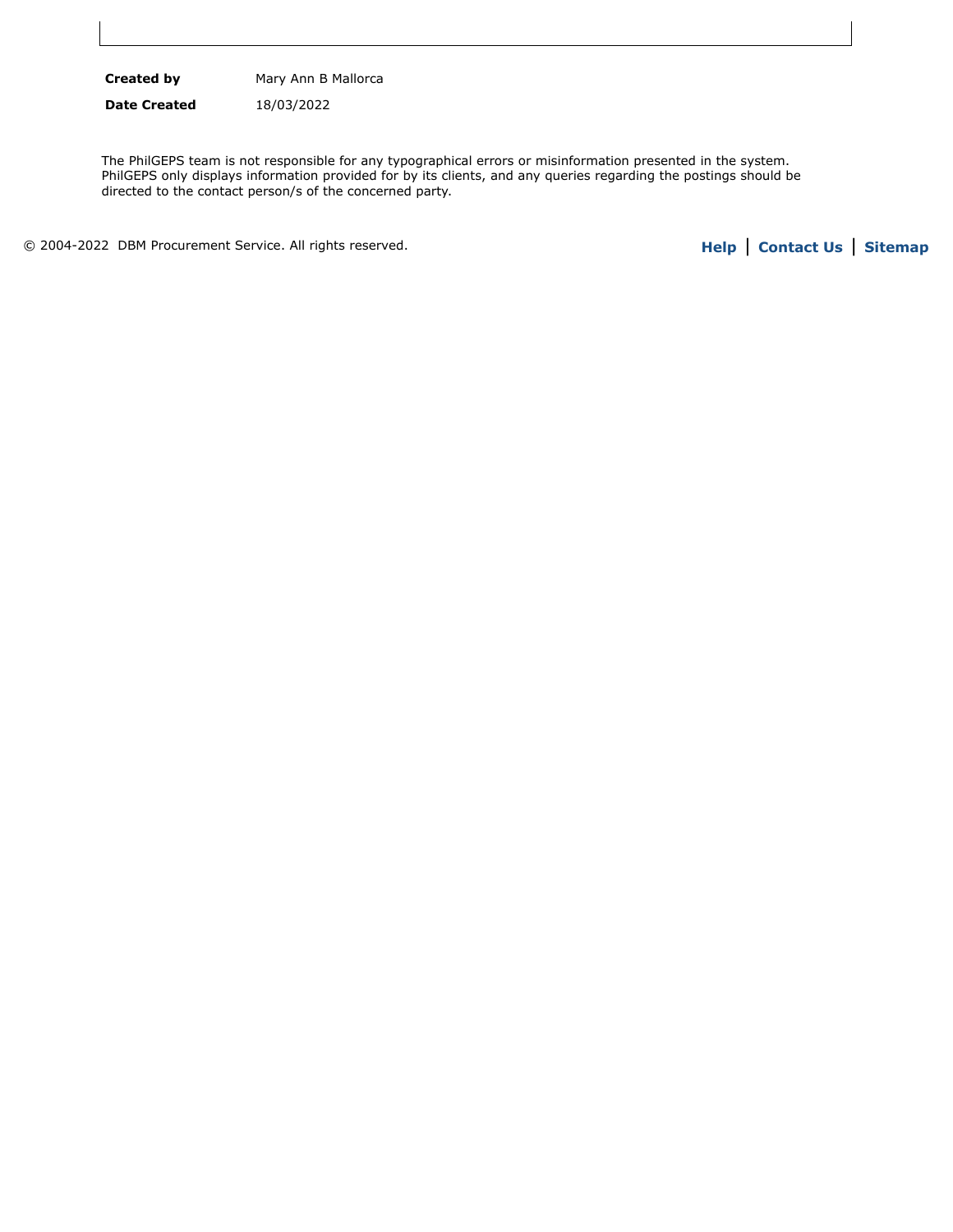| | |
|---|---|
| **Created by** | Mary Ann B Mallorca |
| **Date Created** | 18/03/2022 |

The PhilGEPS team is not responsible for any typographical errors or misinformation presented in the system. PhilGEPS only displays information provided for by its clients, and any queries regarding the postings should be directed to the contact person/s of the concerned party.

© 2004-2022 DBM Procurement Service. All rights reserved.

**Help** | **Contact Us** | **Sitemap**